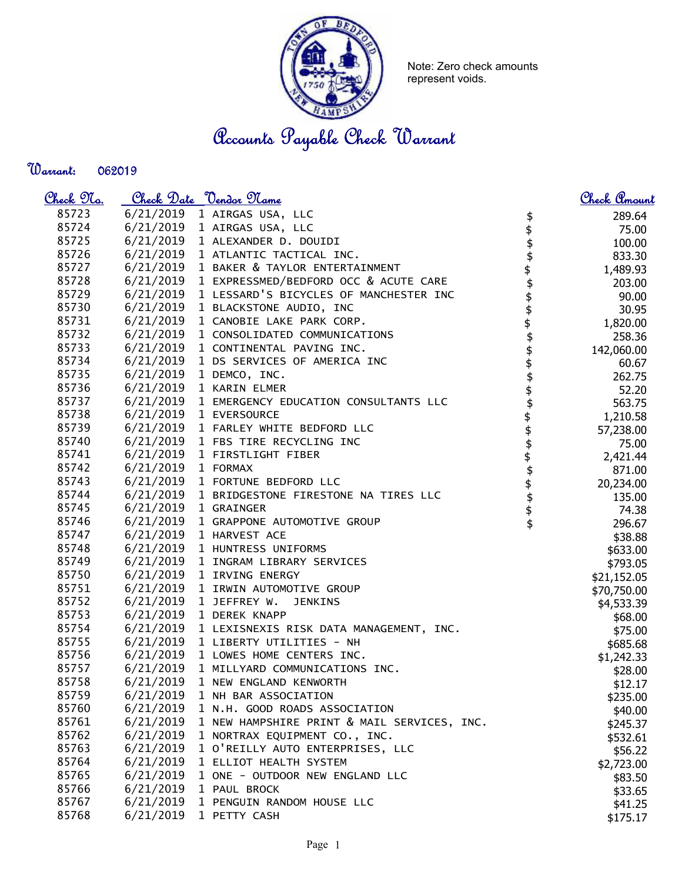Note: Zero check amounts represent voids.

# Accounts Payable Check Warrant

**Warrant:** 062019

| Check No. | Check Date | Vendor Name | Check Amount |
|---|---|---|---|
| 85723 | 6/21/2019 | 1 AIRGAS USA, LLC | $ 289.64 |
| 85724 | 6/21/2019 | 1 AIRGAS USA, LLC | $ 75.00 |
| 85725 | 6/21/2019 | 1 ALEXANDER D. DOUIDI | $ 100.00 |
| 85726 | 6/21/2019 | 1 ATLANTIC TACTICAL INC. | $ 833.30 |
| 85727 | 6/21/2019 | 1 BAKER & TAYLOR ENTERTAINMENT | $ 1,489.93 |
| 85728 | 6/21/2019 | 1 EXPRESSMED/BEDFORD OCC & ACUTE CARE | $ 203.00 |
| 85729 | 6/21/2019 | 1 LESSARD'S BICYCLES OF MANCHESTER INC | $ 90.00 |
| 85730 | 6/21/2019 | 1 BLACKSTONE AUDIO, INC | $ 30.95 |
| 85731 | 6/21/2019 | 1 CANOBIE LAKE PARK CORP. | $ 1,820.00 |
| 85732 | 6/21/2019 | 1 CONSOLIDATED COMMUNICATIONS | $ 258.36 |
| 85733 | 6/21/2019 | 1 CONTINENTAL PAVING INC. | $ 142,060.00 |
| 85734 | 6/21/2019 | 1 DS SERVICES OF AMERICA INC | $ 60.67 |
| 85735 | 6/21/2019 | 1 DEMCO, INC. | $ 262.75 |
| 85736 | 6/21/2019 | 1 KARIN ELMER | $ 52.20 |
| 85737 | 6/21/2019 | 1 EMERGENCY EDUCATION CONSULTANTS LLC | $ 563.75 |
| 85738 | 6/21/2019 | 1 EVERSOURCE | $ 1,210.58 |
| 85739 | 6/21/2019 | 1 FARLEY WHITE BEDFORD LLC | $ 57,238.00 |
| 85740 | 6/21/2019 | 1 FBS TIRE RECYCLING INC | $ 75.00 |
| 85741 | 6/21/2019 | 1 FIRSTLIGHT FIBER | $ 2,421.44 |
| 85742 | 6/21/2019 | 1 FORMAX | $ 871.00 |
| 85743 | 6/21/2019 | 1 FORTUNE BEDFORD LLC | $ 20,234.00 |
| 85744 | 6/21/2019 | 1 BRIDGESTONE FIRESTONE NA TIRES LLC | $ 135.00 |
| 85745 | 6/21/2019 | 1 GRAINGER | $ 74.38 |
| 85746 | 6/21/2019 | 1 GRAPPONE AUTOMOTIVE GROUP | $ 296.67 |
| 85747 | 6/21/2019 | 1 HARVEST ACE | $38.88 |
| 85748 | 6/21/2019 | 1 HUNTRESS UNIFORMS | $633.00 |
| 85749 | 6/21/2019 | 1 INGRAM LIBRARY SERVICES | $793.05 |
| 85750 | 6/21/2019 | 1 IRVING ENERGY | $21,152.05 |
| 85751 | 6/21/2019 | 1 IRWIN AUTOMOTIVE GROUP | $70,750.00 |
| 85752 | 6/21/2019 | 1 JEFFREY W. JENKINS | $4,533.39 |
| 85753 | 6/21/2019 | 1 DEREK KNAPP | $68.00 |
| 85754 | 6/21/2019 | 1 LEXISNEXIS RISK DATA MANAGEMENT, INC. | $75.00 |
| 85755 | 6/21/2019 | 1 LIBERTY UTILITIES - NH | $685.68 |
| 85756 | 6/21/2019 | 1 LOWES HOME CENTERS INC. | $1,242.33 |
| 85757 | 6/21/2019 | 1 MILLYARD COMMUNICATIONS INC. | $28.00 |
| 85758 | 6/21/2019 | 1 NEW ENGLAND KENWORTH | $12.17 |
| 85759 | 6/21/2019 | 1 NH BAR ASSOCIATION | $235.00 |
| 85760 | 6/21/2019 | 1 N.H. GOOD ROADS ASSOCIATION | $40.00 |
| 85761 | 6/21/2019 | 1 NEW HAMPSHIRE PRINT & MAIL SERVICES, INC. | $245.37 |
| 85762 | 6/21/2019 | 1 NORTRAX EQUIPMENT CO., INC. | $532.61 |
| 85763 | 6/21/2019 | 1 O'REILLY AUTO ENTERPRISES, LLC | $56.22 |
| 85764 | 6/21/2019 | 1 ELLIOT HEALTH SYSTEM | $2,723.00 |
| 85765 | 6/21/2019 | 1 ONE - OUTDOOR NEW ENGLAND LLC | $83.50 |
| 85766 | 6/21/2019 | 1 PAUL BROCK | $33.65 |
| 85767 | 6/21/2019 | 1 PENGUIN RANDOM HOUSE LLC | $41.25 |
| 85768 | 6/21/2019 | 1 PETTY CASH | $175.17 |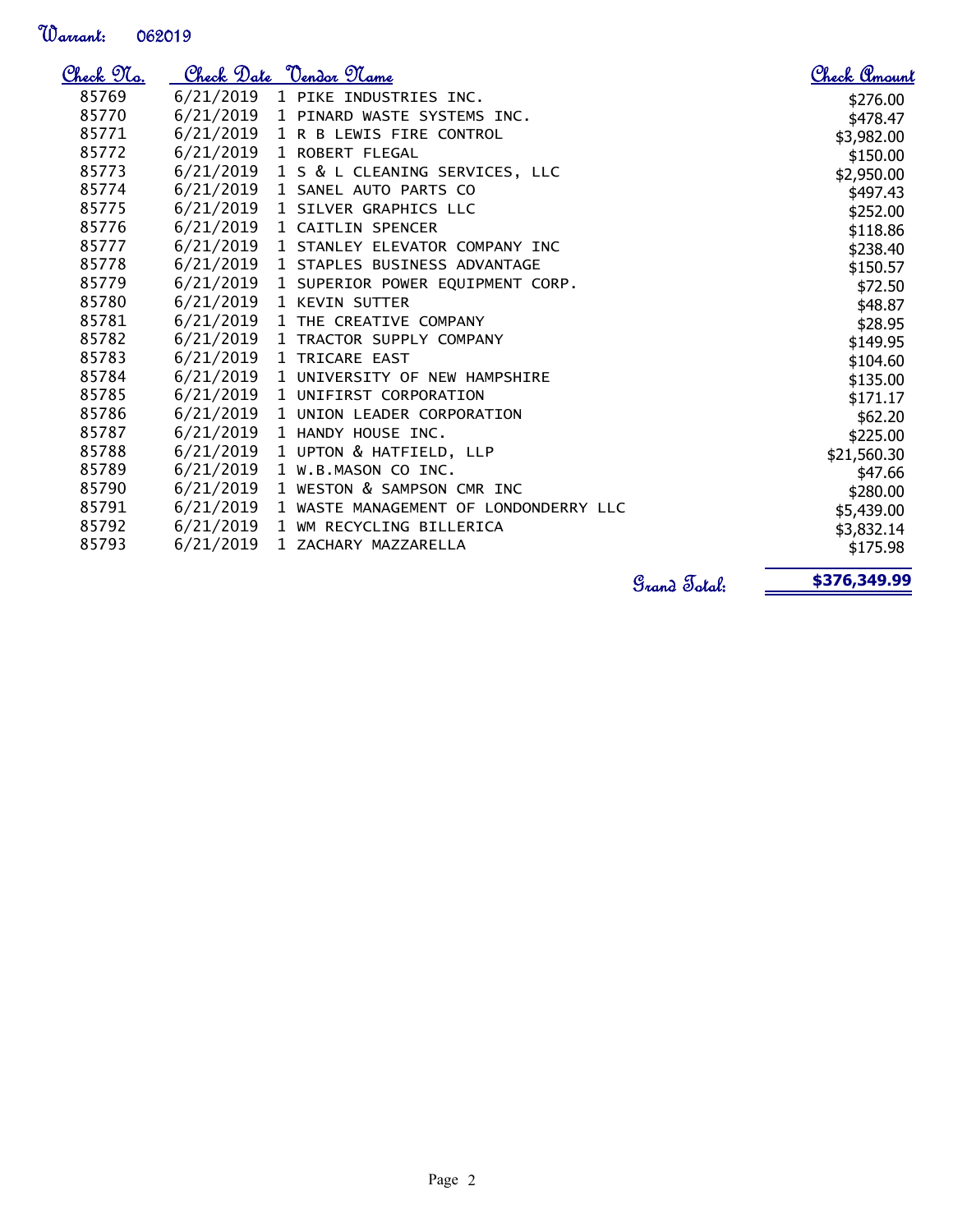Warrant: 062019

| Check No. | Check Date | Vendor Name | Check Amount |
|---|---|---|---|
| 85769 | 6/21/2019 | 1 PIKE INDUSTRIES INC. | $276.00 |
| 85770 | 6/21/2019 | 1 PINARD WASTE SYSTEMS INC. | $478.47 |
| 85771 | 6/21/2019 | 1 R B LEWIS FIRE CONTROL | $3,982.00 |
| 85772 | 6/21/2019 | 1 ROBERT FLEGAL | $150.00 |
| 85773 | 6/21/2019 | 1 S & L CLEANING SERVICES, LLC | $2,950.00 |
| 85774 | 6/21/2019 | 1 SANEL AUTO PARTS CO | $497.43 |
| 85775 | 6/21/2019 | 1 SILVER GRAPHICS LLC | $252.00 |
| 85776 | 6/21/2019 | 1 CAITLIN SPENCER | $118.86 |
| 85777 | 6/21/2019 | 1 STANLEY ELEVATOR COMPANY INC | $238.40 |
| 85778 | 6/21/2019 | 1 STAPLES BUSINESS ADVANTAGE | $150.57 |
| 85779 | 6/21/2019 | 1 SUPERIOR POWER EQUIPMENT CORP. | $72.50 |
| 85780 | 6/21/2019 | 1 KEVIN SUTTER | $48.87 |
| 85781 | 6/21/2019 | 1 THE CREATIVE COMPANY | $28.95 |
| 85782 | 6/21/2019 | 1 TRACTOR SUPPLY COMPANY | $149.95 |
| 85783 | 6/21/2019 | 1 TRICARE EAST | $104.60 |
| 85784 | 6/21/2019 | 1 UNIVERSITY OF NEW HAMPSHIRE | $135.00 |
| 85785 | 6/21/2019 | 1 UNIFIRST CORPORATION | $171.17 |
| 85786 | 6/21/2019 | 1 UNION LEADER CORPORATION | $62.20 |
| 85787 | 6/21/2019 | 1 HANDY HOUSE INC. | $225.00 |
| 85788 | 6/21/2019 | 1 UPTON & HATFIELD, LLP | $21,560.30 |
| 85789 | 6/21/2019 | 1 W.B.MASON CO INC. | $47.66 |
| 85790 | 6/21/2019 | 1 WESTON & SAMPSON CMR INC | $280.00 |
| 85791 | 6/21/2019 | 1 WASTE MANAGEMENT OF LONDONDERRY LLC | $5,439.00 |
| 85792 | 6/21/2019 | 1 WM RECYCLING BILLERICA | $3,832.14 |
| 85793 | 6/21/2019 | 1 ZACHARY MAZZARELLA | $175.98 |
| | | Grand Total: | **$376,349.99** |